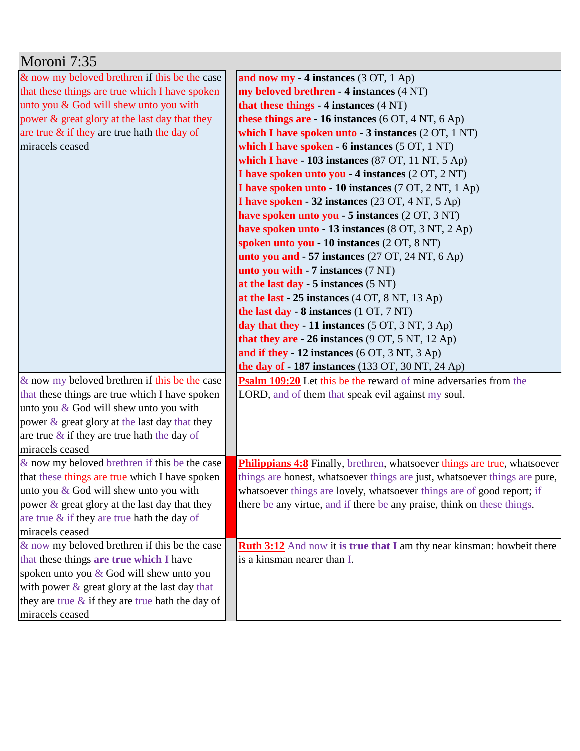# Moroni 7:35

| | |
|---|---|
| & now my beloved brethren if this be the case that these things are true which I have spoken unto you & God will shew unto you with power & great glory at the last day that they are true & if they are true hath the day of miracels ceased | **and now my - 4 instances** (3 OT, 1 Ap)<br>**my beloved brethren - 4 instances** (4 NT)<br>**that these things - 4 instances** (4 NT)<br>**these things are - 16 instances** (6 OT, 4 NT, 6 Ap)<br>**which I have spoken unto - 3 instances** (2 OT, 1 NT)<br>**which I have spoken - 6 instances** (5 OT, 1 NT)<br>**which I have - 103 instances** (87 OT, 11 NT, 5 Ap)<br>**I have spoken unto you - 4 instances** (2 OT, 2 NT)<br>**I have spoken unto - 10 instances** (7 OT, 2 NT, 1 Ap)<br>**I have spoken - 32 instances** (23 OT, 4 NT, 5 Ap)<br>**have spoken unto you - 5 instances** (2 OT, 3 NT)<br>**have spoken unto - 13 instances** (8 OT, 3 NT, 2 Ap)<br>**spoken unto you - 10 instances** (2 OT, 8 NT)<br>**unto you and - 57 instances** (27 OT, 24 NT, 6 Ap)<br>**unto you with - 7 instances** (7 NT)<br>**at the last day - 5 instances** (5 NT)<br>**at the last - 25 instances** (4 OT, 8 NT, 13 Ap)<br>**the last day - 8 instances** (1 OT, 7 NT)<br>**day that they - 11 instances** (5 OT, 3 NT, 3 Ap)<br>**that they are - 26 instances** (9 OT, 5 NT, 12 Ap)<br>**and if they - 12 instances** (6 OT, 3 NT, 3 Ap)<br>**the day of - 187 instances** (133 OT, 30 NT, 24 Ap) |
| & now my beloved brethren if this be the case that these things are true which I have spoken unto you & God will shew unto you with power & great glory at the last day that they are true & if they are true hath the day of miracels ceased | **Psalm 109:20** Let this be the reward of mine adversaries from the LORD, and of them that speak evil against my soul. |
| & now my beloved brethren if this be the case that these things are true which I have spoken unto you & God will shew unto you with power & great glory at the last day that they are true & if they are true hath the day of miracels ceased | **Philippians 4:8** Finally, brethren, whatsoever things are true, whatsoever things are honest, whatsoever things are just, whatsoever things are pure, whatsoever things are lovely, whatsoever things are of good report; if there be any virtue, and if there be any praise, think on these things. |
| & now my beloved brethren if this be the case that these things **are true which I** have spoken unto you & God will shew unto you with power & great glory at the last day that they are true & if they are true hath the day of miracels ceased | **Ruth 3:12** And now it **is true that I** am thy near kinsman: howbeit there is a kinsman nearer than I. |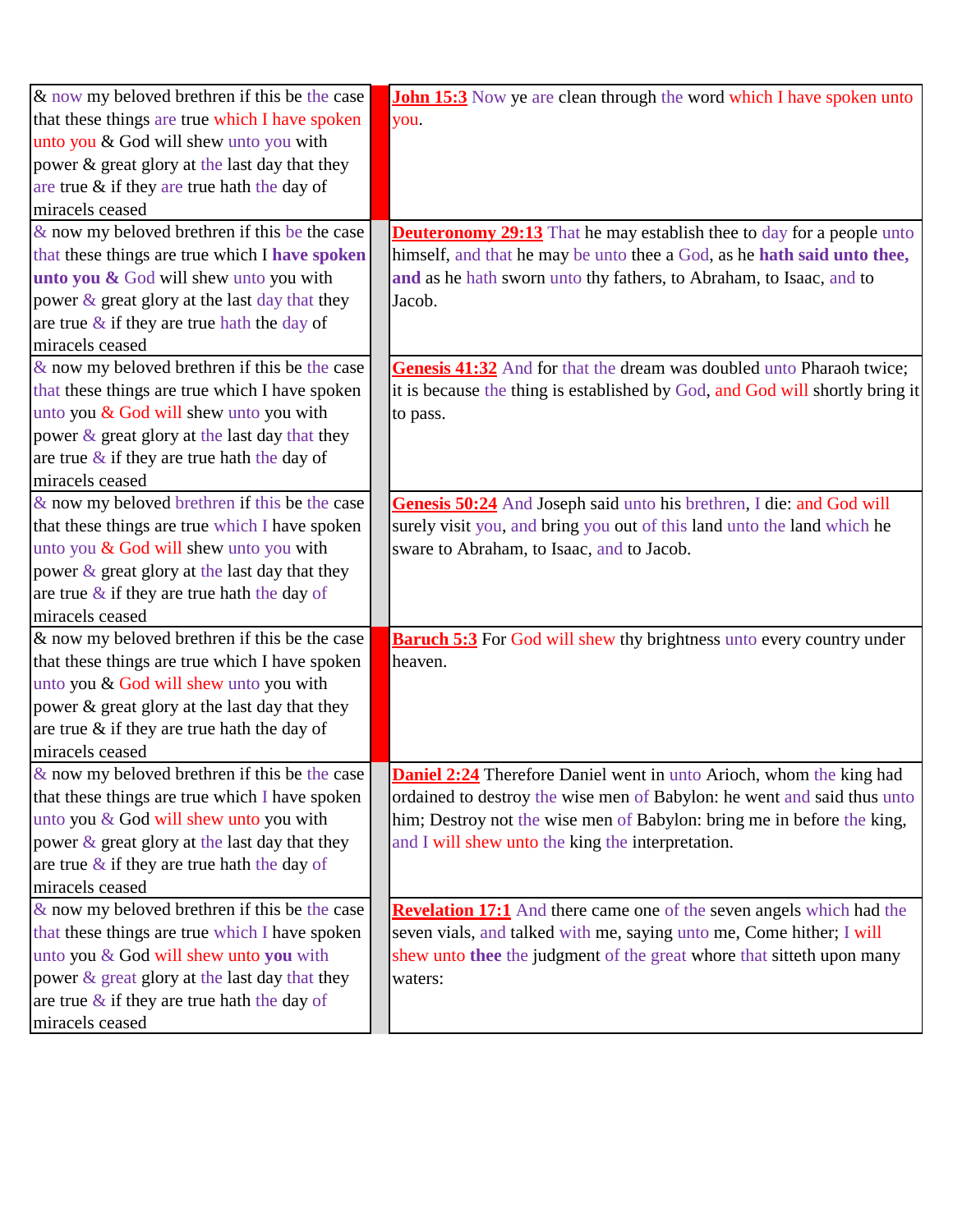| | | |
|---|---|---|
| & now my beloved brethren if this be the case that these things are true which I have spoken unto you & God will shew unto you with power & great glory at the last day that they are true & if they are true hath the day of miracels ceased | | **John 15:3** Now ye are clean through the word which I have spoken unto you. |
| & now my beloved brethren if this be the case that these things are true which I **have spoken unto you &** God will shew unto you with power & great glory at the last day that they are true & if they are true hath the day of miracels ceased | | **Deuteronomy 29:13** That he may establish thee to day for a people unto himself, and that he may be unto thee a God, as he **hath said unto thee, and** as he hath sworn unto thy fathers, to Abraham, to Isaac, and to Jacob. |
| & now my beloved brethren if this be the case that these things are true which I have spoken unto you & God will shew unto you with power & great glory at the last day that they are true & if they are true hath the day of miracels ceased | | **Genesis 41:32** And for that the dream was doubled unto Pharaoh twice; it is because the thing is established by God, and God will shortly bring it to pass. |
| & now my beloved brethren if this be the case that these things are true which I have spoken unto you & God will shew unto you with power & great glory at the last day that they are true & if they are true hath the day of miracels ceased | | **Genesis 50:24** And Joseph said unto his brethren, I die: and God will surely visit you, and bring you out of this land unto the land which he sware to Abraham, to Isaac, and to Jacob. |
| & now my beloved brethren if this be the case that these things are true which I have spoken unto you & God will shew unto you with power & great glory at the last day that they are true & if they are true hath the day of miracels ceased | | **Baruch 5:3** For God will shew thy brightness unto every country under heaven. |
| & now my beloved brethren if this be the case that these things are true which I have spoken unto you & God will shew unto you with power & great glory at the last day that they are true & if they are true hath the day of miracels ceased | | **Daniel 2:24** Therefore Daniel went in unto Arioch, whom the king had ordained to destroy the wise men of Babylon: he went and said thus unto him; Destroy not the wise men of Babylon: bring me in before the king, and I will shew unto the king the interpretation. |
| & now my beloved brethren if this be the case that these things are true which I have spoken unto you & God will shew unto **you** with power & great glory at the last day that they are true & if they are true hath the day of miracels ceased | | **Revelation 17:1** And there came one of the seven angels which had the seven vials, and talked with me, saying unto me, Come hither; I will shew unto **thee** the judgment of the great whore that sitteth upon many waters: |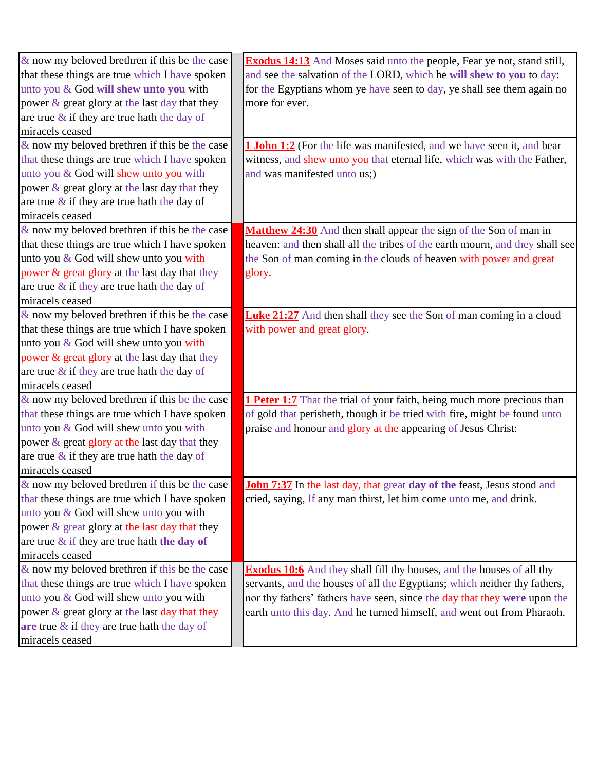| & now my beloved brethren if this be the case that these things are true which I have spoken unto you & God **will shew unto you** with power & great glory at the last day that they are true & if they are true hath the day of miracels ceased | | **Exodus 14:13** And Moses said unto the people, Fear ye not, stand still, and see the salvation of the LORD, which he **will shew to you** to day: for the Egyptians whom ye have seen to day, ye shall see them again no more for ever. |
|---|---|---|
| & now my beloved brethren if this be the case that these things are true which I have spoken unto you & God will shew unto you with power & great glory at the last day that they are true & if they are true hath the day of miracels ceased | | **1 John 1:2** (For the life was manifested, and we have seen it, and bear witness, and shew unto you that eternal life, which was with the Father, and was manifested unto us;) |
| & now my beloved brethren if this be the case that these things are true which I have spoken unto you & God will shew unto you with power & great glory at the last day that they are true & if they are true hath the day of miracels ceased | | **Matthew 24:30** And then shall appear the sign of the Son of man in heaven: and then shall all the tribes of the earth mourn, and they shall see the Son of man coming in the clouds of heaven with power and great glory. |
| & now my beloved brethren if this be the case that these things are true which I have spoken unto you & God will shew unto you with power & great glory at the last day that they are true & if they are true hath the day of miracels ceased | | **Luke 21:27** And then shall they see the Son of man coming in a cloud with power and great glory. |
| & now my beloved brethren if this be the case that these things are true which I have spoken unto you & God will shew unto you with power & great glory at the last day that they are true & if they are true hath the day of miracels ceased | | **1 Peter 1:7** That the trial of your faith, being much more precious than of gold that perisheth, though it be tried with fire, might be found unto praise and honour and glory at the appearing of Jesus Christ: |
| & now my beloved brethren if this be the case that these things are true which I have spoken unto you & God will shew unto you with power & great glory at the last day that they are true & if they are true hath **the day of** miracels ceased | | **John 7:37** In the last day, that great **day of the** feast, Jesus stood and cried, saying, If any man thirst, let him come unto me, and drink. |
| & now my beloved brethren if this be the case that these things are true which I have spoken unto you & God will shew unto you with power & great glory at the last day that they **are** true & if they are true hath the day of miracels ceased | | **Exodus 10:6** And they shall fill thy houses, and the houses of all thy servants, and the houses of all the Egyptians; which neither thy fathers, nor thy fathers' fathers have seen, since the day that they **were** upon the earth unto this day. And he turned himself, and went out from Pharaoh. |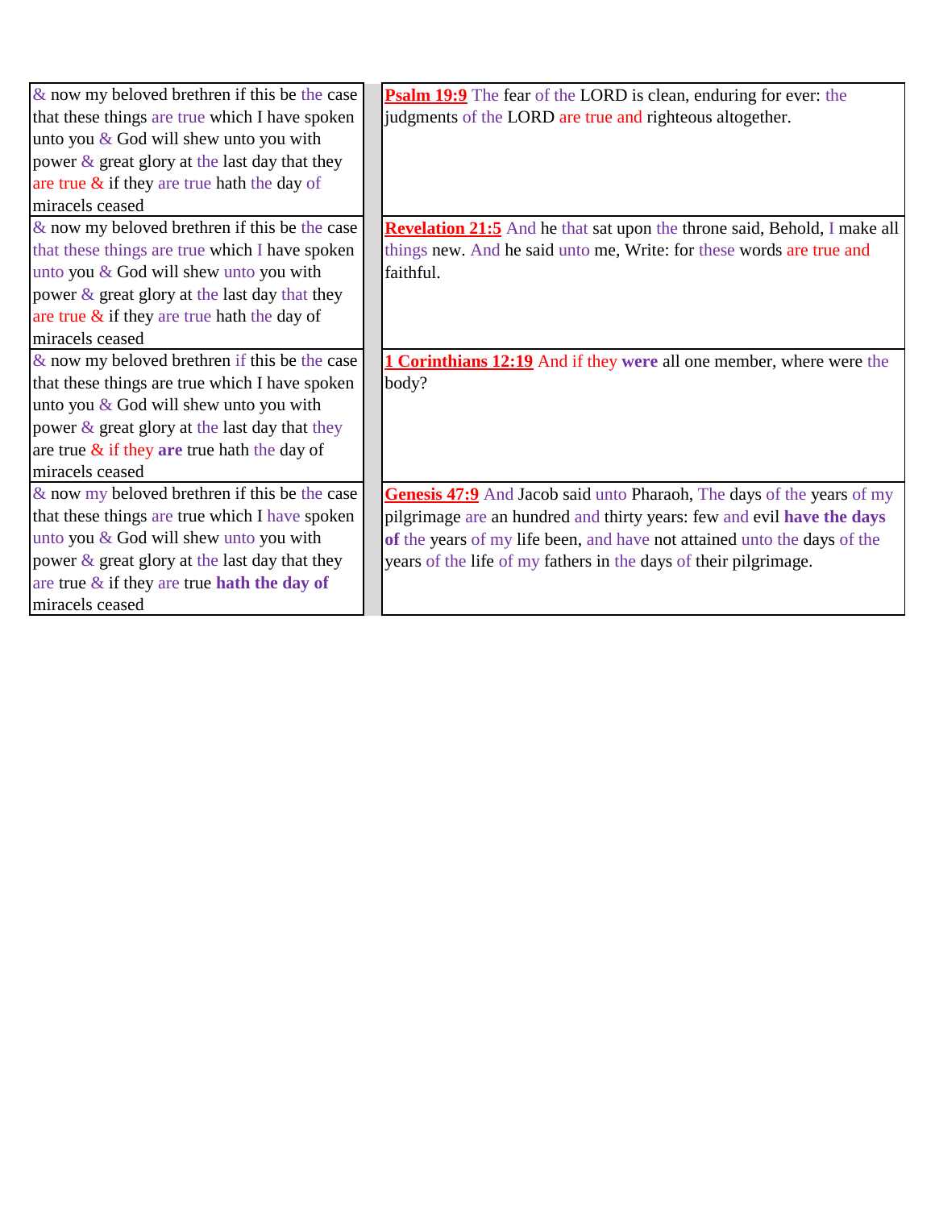| | |
|---|---|
| & now my beloved brethren if this be the case that these things are true which I have spoken unto you & God will shew unto you with power & great glory at the last day that they are true & if they are true hath the day of miracels ceased | **Psalm 19:9** The fear of the LORD is clean, enduring for ever: the judgments of the LORD are true and righteous altogether. |
| & now my beloved brethren if this be the case that these things are true which I have spoken unto you & God will shew unto you with power & great glory at the last day that they are true & if they are true hath the day of miracels ceased | **Revelation 21:5** And he that sat upon the throne said, Behold, I make all things new. And he said unto me, Write: for these words are true and faithful. |
| & now my beloved brethren if this be the case that these things are true which I have spoken unto you & God will shew unto you with power & great glory at the last day that they are true & if they **are** true hath the day of miracels ceased | **1 Corinthians 12:19** And if they **were** all one member, where were the body? |
| & now my beloved brethren if this be the case that these things are true which I have spoken unto you & God will shew unto you with power & great glory at the last day that they are true & if they are true **hath the day of** miracels ceased | **Genesis 47:9** And Jacob said unto Pharaoh, The days of the years of my pilgrimage are an hundred and thirty years: few and evil **have the days of** the years of my life been, and have not attained unto the days of the years of the life of my fathers in the days of their pilgrimage. |